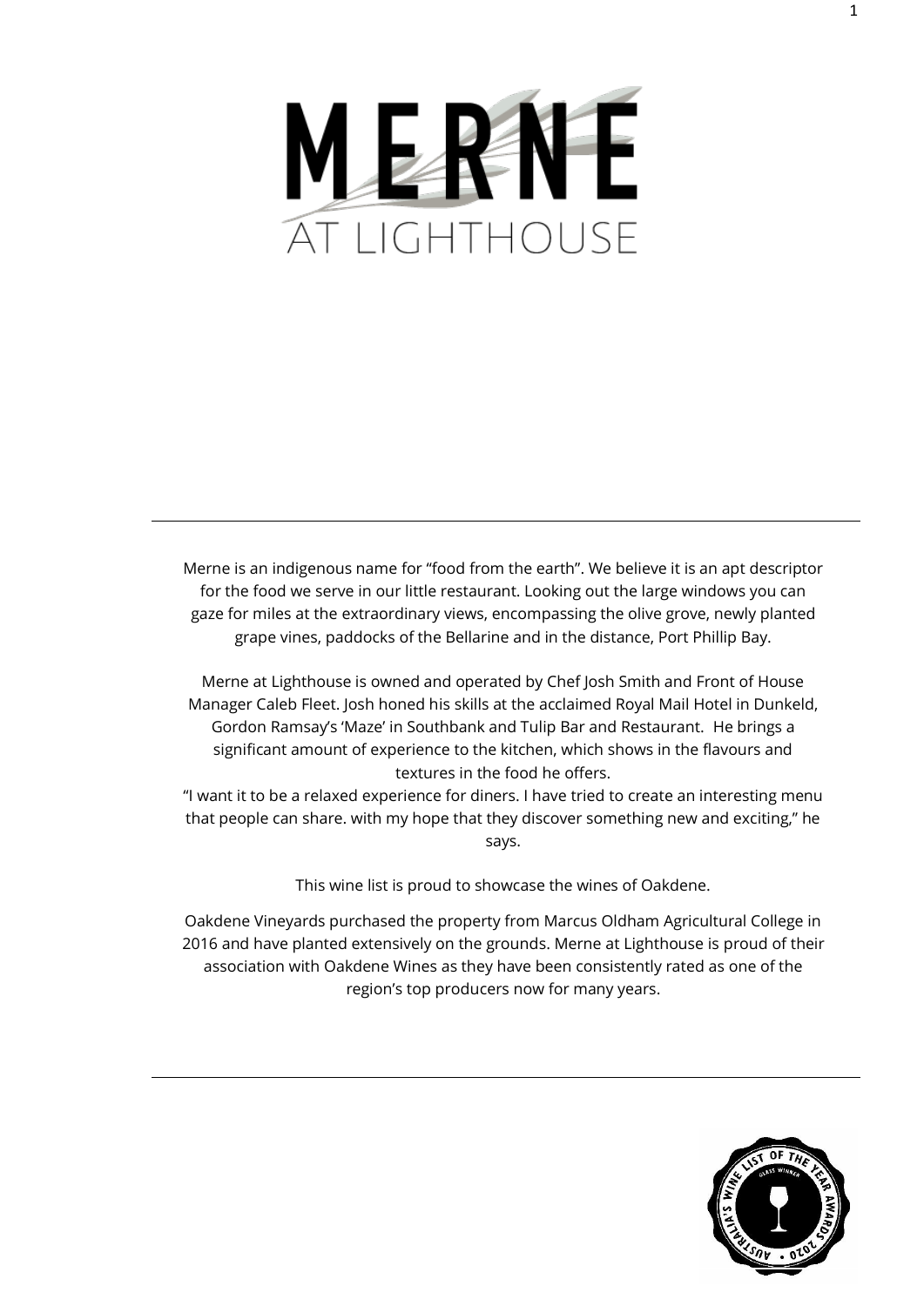# MERNE
## AT LIGHTHOUSE

---

Merne is an indigenous name for "food from the earth". We believe it is an apt descriptor for the food we serve in our little restaurant. Looking out the large windows you can gaze for miles at the extraordinary views, encompassing the olive grove, newly planted grape vines, paddocks of the Bellarine and in the distance, Port Phillip Bay.

Merne at Lighthouse is owned and operated by Chef Josh Smith and Front of House Manager Caleb Fleet. Josh honed his skills at the acclaimed Royal Mail Hotel in Dunkeld, Gordon Ramsay's 'Maze' in Southbank and Tulip Bar and Restaurant. He brings a significant amount of experience to the kitchen, which shows in the flavours and textures in the food he offers.

"I want it to be a relaxed experience for diners. I have tried to create an interesting menu that people can share. with my hope that they discover something new and exciting," he says.

This wine list is proud to showcase the wines of Oakdene.

Oakdene Vineyards purchased the property from Marcus Oldham Agricultural College in 2016 and have planted extensively on the grounds. Merne at Lighthouse is proud of their association with Oakdene Wines as they have been consistently rated as one of the region's top producers now for many years.

---

Australia's Wine List of the Year Awards 2020 – Glass Winner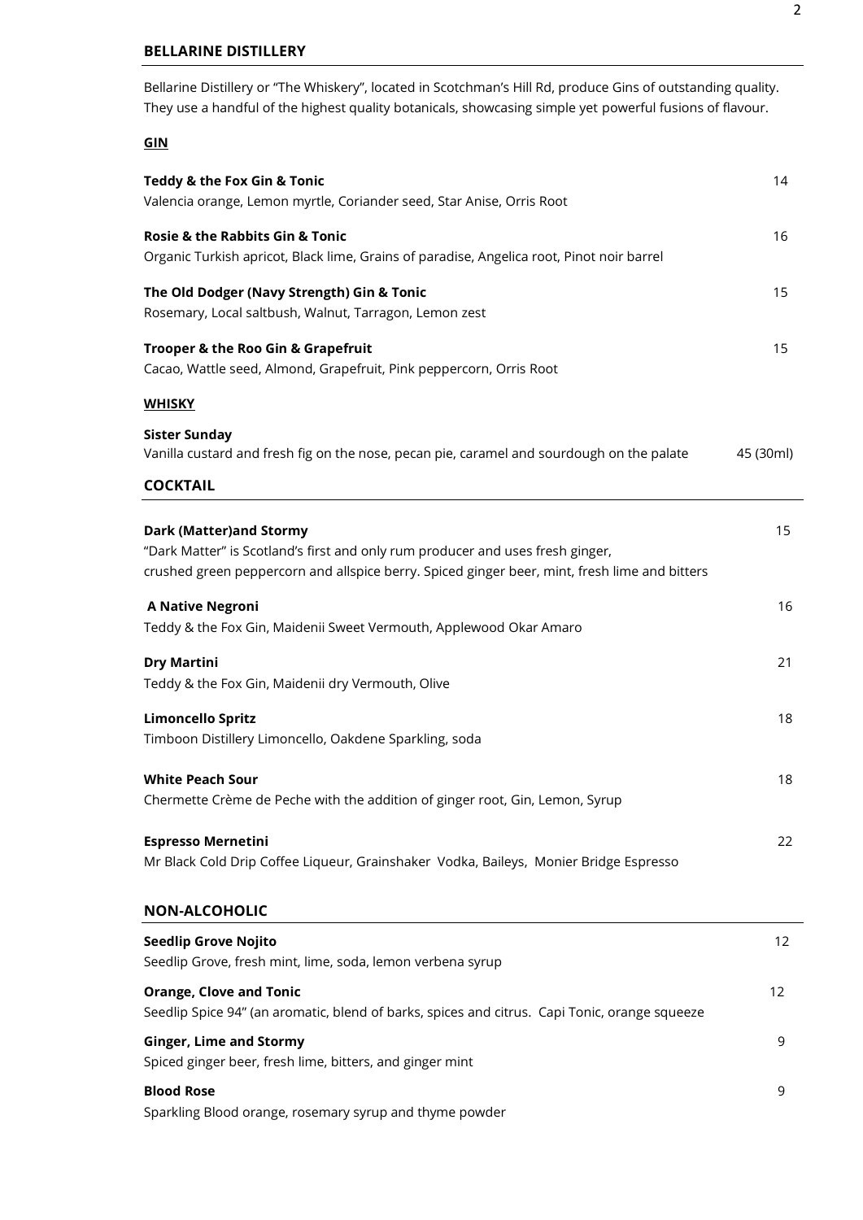## BELLARINE DISTILLERY

Bellarine Distillery or "The Whiskery", located in Scotchman's Hill Rd, produce Gins of outstanding quality. They use a handful of the highest quality botanicals, showcasing simple yet powerful fusions of flavour.

### GIN

**Teddy & the Fox Gin & Tonic** — 14
Valencia orange, Lemon myrtle, Coriander seed, Star Anise, Orris Root

**Rosie & the Rabbits Gin & Tonic** — 16
Organic Turkish apricot, Black lime, Grains of paradise, Angelica root, Pinot noir barrel

**The Old Dodger (Navy Strength) Gin & Tonic** — 15
Rosemary, Local saltbush, Walnut, Tarragon, Lemon zest

**Trooper & the Roo Gin & Grapefruit** — 15
Cacao, Wattle seed, Almond, Grapefruit, Pink peppercorn, Orris Root

### WHISKY

**Sister Sunday**
Vanilla custard and fresh fig on the nose, pecan pie, caramel and sourdough on the palate — 45 (30ml)

## COCKTAIL

**Dark (Matter)and Stormy** — 15
"Dark Matter" is Scotland's first and only rum producer and uses fresh ginger, crushed green peppercorn and allspice berry. Spiced ginger beer, mint, fresh lime and bitters

**A Native Negroni** — 16
Teddy & the Fox Gin, Maidenii Sweet Vermouth, Applewood Okar Amaro

**Dry Martini** — 21
Teddy & the Fox Gin, Maidenii dry Vermouth, Olive

**Limoncello Spritz** — 18
Timboon Distillery Limoncello, Oakdene Sparkling, soda

**White Peach Sour** — 18
Chermette Crème de Peche with the addition of ginger root, Gin, Lemon, Syrup

**Espresso Mernetini** — 22
Mr Black Cold Drip Coffee Liqueur, Grainshaker Vodka, Baileys, Monier Bridge Espresso

## NON-ALCOHOLIC

**Seedlip Grove Nojito** — 12
Seedlip Grove, fresh mint, lime, soda, lemon verbena syrup

**Orange, Clove and Tonic** — 12
Seedlip Spice 94" (an aromatic, blend of barks, spices and citrus. Capi Tonic, orange squeeze

**Ginger, Lime and Stormy** — 9
Spiced ginger beer, fresh lime, bitters, and ginger mint

**Blood Rose** — 9
Sparkling Blood orange, rosemary syrup and thyme powder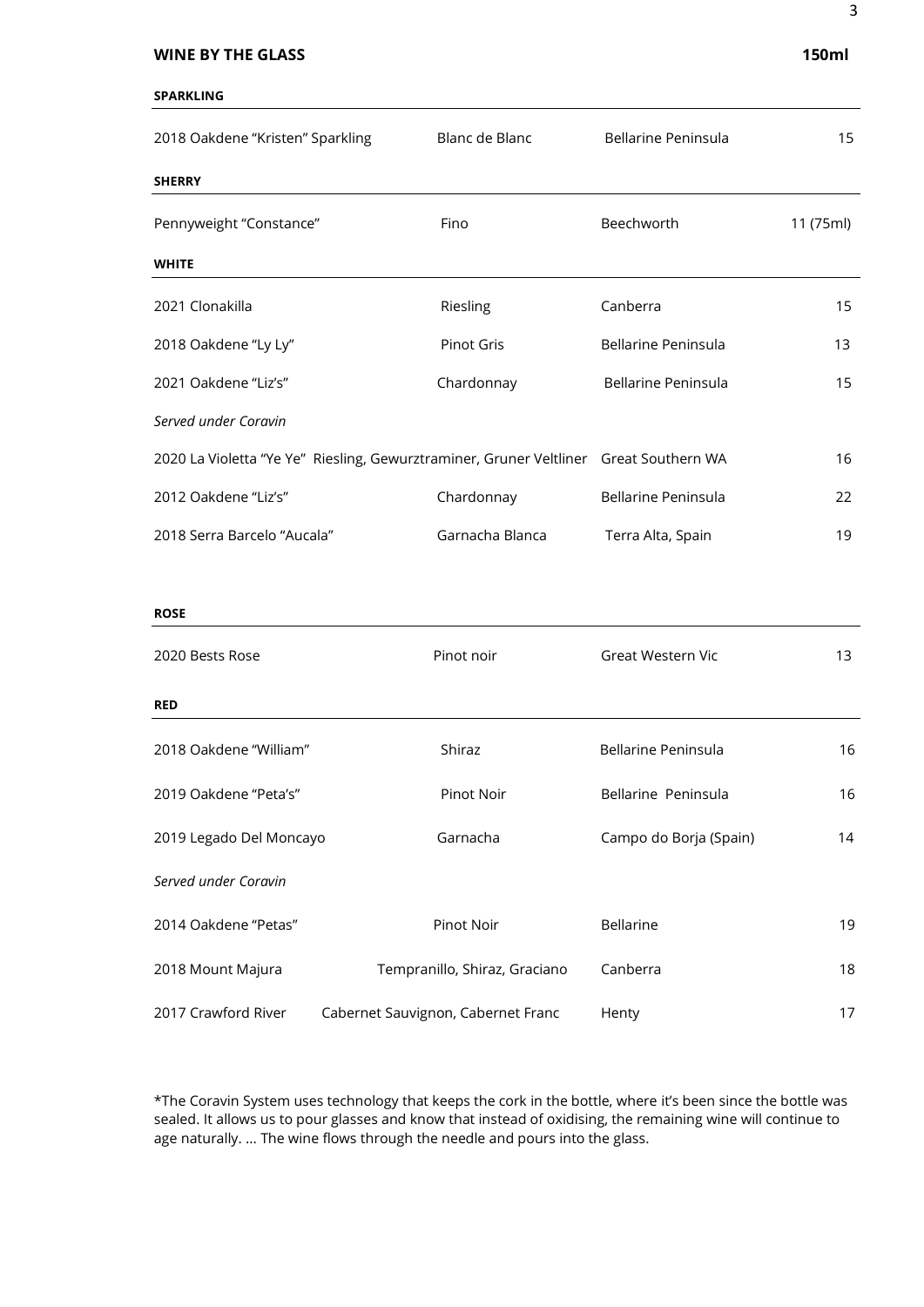## WINE BY THE GLASS — 150ml

### SPARKLING

| | | | |
|---|---|---|---|
| 2018 Oakdene "Kristen" Sparkling | Blanc de Blanc | Bellarine Peninsula | 15 |

### SHERRY

| | | | |
|---|---|---|---|
| Pennyweight "Constance" | Fino | Beechworth | 11 (75ml) |

### WHITE

| | | | |
|---|---|---|---|
| 2021 Clonakilla | Riesling | Canberra | 15 |
| 2018 Oakdene "Ly Ly" | Pinot Gris | Bellarine Peninsula | 13 |
| 2021 Oakdene "Liz's" | Chardonnay | Bellarine Peninsula | 15 |
| *Served under Coravin* | | | |
| 2020 La Violetta "Ye Ye" | Riesling, Gewurztraminer, Gruner Veltliner | Great Southern WA | 16 |
| 2012 Oakdene "Liz's" | Chardonnay | Bellarine Peninsula | 22 |
| 2018 Serra Barcelo "Aucala" | Garnacha Blanca | Terra Alta, Spain | 19 |

### ROSE

| | | | |
|---|---|---|---|
| 2020 Bests Rose | Pinot noir | Great Western Vic | 13 |

### RED

| | | | |
|---|---|---|---|
| 2018 Oakdene "William" | Shiraz | Bellarine Peninsula | 16 |
| 2019 Oakdene "Peta's" | Pinot Noir | Bellarine Peninsula | 16 |
| 2019 Legado Del Moncayo | Garnacha | Campo do Borja (Spain) | 14 |
| *Served under Coravin* | | | |
| 2014 Oakdene "Petas" | Pinot Noir | Bellarine | 19 |
| 2018 Mount Majura | Tempranillo, Shiraz, Graciano | Canberra | 18 |
| 2017 Crawford River | Cabernet Sauvignon, Cabernet Franc | Henty | 17 |

*The Coravin System uses technology that keeps the cork in the bottle, where it's been since the bottle was sealed. It allows us to pour glasses and know that instead of oxidising, the remaining wine will continue to age naturally. ... The wine flows through the needle and pours into the glass.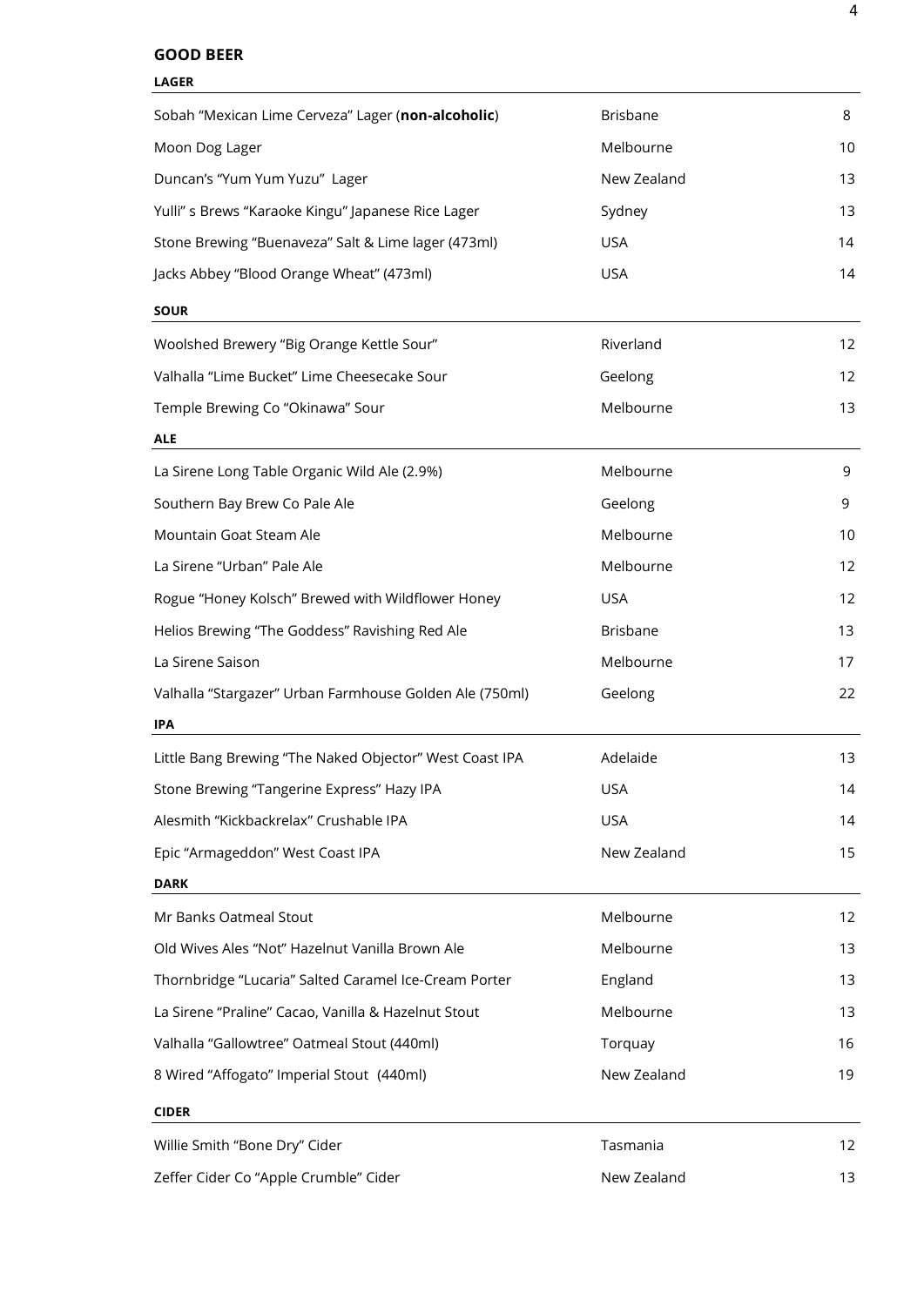## GOOD BEER

### LAGER

| | | |
|---|---|---|
| Sobah "Mexican Lime Cerveza" Lager (**non-alcoholic**) | Brisbane | 8 |
| Moon Dog Lager | Melbourne | 10 |
| Duncan's "Yum Yum Yuzu" Lager | New Zealand | 13 |
| Yulli" s Brews "Karaoke Kingu" Japanese Rice Lager | Sydney | 13 |
| Stone Brewing "Buenaveza" Salt & Lime lager (473ml) | USA | 14 |
| Jacks Abbey "Blood Orange Wheat" (473ml) | USA | 14 |

### SOUR

| | | |
|---|---|---|
| Woolshed Brewery "Big Orange Kettle Sour" | Riverland | 12 |
| Valhalla "Lime Bucket" Lime Cheesecake Sour | Geelong | 12 |
| Temple Brewing Co "Okinawa" Sour | Melbourne | 13 |

### ALE

| | | |
|---|---|---|
| La Sirene Long Table Organic Wild Ale (2.9%) | Melbourne | 9 |
| Southern Bay Brew Co Pale Ale | Geelong | 9 |
| Mountain Goat Steam Ale | Melbourne | 10 |
| La Sirene "Urban" Pale Ale | Melbourne | 12 |
| Rogue "Honey Kolsch" Brewed with Wildflower Honey | USA | 12 |
| Helios Brewing "The Goddess" Ravishing Red Ale | Brisbane | 13 |
| La Sirene Saison | Melbourne | 17 |
| Valhalla "Stargazer" Urban Farmhouse Golden Ale (750ml) | Geelong | 22 |

### IPA

| | | |
|---|---|---|
| Little Bang Brewing "The Naked Objector" West Coast IPA | Adelaide | 13 |
| Stone Brewing "Tangerine Express" Hazy IPA | USA | 14 |
| Alesmith "Kickbackrelax" Crushable IPA | USA | 14 |
| Epic "Armageddon" West Coast IPA | New Zealand | 15 |

### DARK

| | | |
|---|---|---|
| Mr Banks Oatmeal Stout | Melbourne | 12 |
| Old Wives Ales "Not" Hazelnut Vanilla Brown Ale | Melbourne | 13 |
| Thornbridge "Lucaria" Salted Caramel Ice-Cream Porter | England | 13 |
| La Sirene "Praline" Cacao, Vanilla & Hazelnut Stout | Melbourne | 13 |
| Valhalla "Gallowtree" Oatmeal Stout (440ml) | Torquay | 16 |
| 8 Wired "Affogato" Imperial Stout (440ml) | New Zealand | 19 |

### CIDER

| | | |
|---|---|---|
| Willie Smith "Bone Dry" Cider | Tasmania | 12 |
| Zeffer Cider Co "Apple Crumble" Cider | New Zealand | 13 |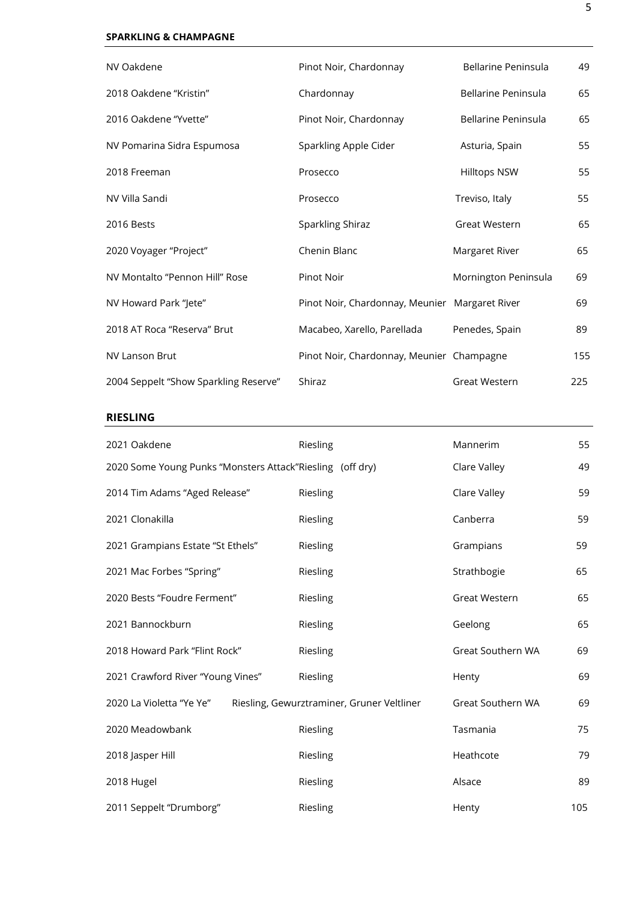## SPARKLING & CHAMPAGNE

| | | | |
|---|---|---|---|
| NV Oakdene | Pinot Noir, Chardonnay | Bellarine Peninsula | 49 |
| 2018 Oakdene "Kristin" | Chardonnay | Bellarine Peninsula | 65 |
| 2016 Oakdene "Yvette" | Pinot Noir, Chardonnay | Bellarine Peninsula | 65 |
| NV Pomarina Sidra Espumosa | Sparkling Apple Cider | Asturia, Spain | 55 |
| 2018 Freeman | Prosecco | Hilltops NSW | 55 |
| NV Villa Sandi | Prosecco | Treviso, Italy | 55 |
| 2016 Bests | Sparkling Shiraz | Great Western | 65 |
| 2020 Voyager "Project" | Chenin Blanc | Margaret River | 65 |
| NV Montalto "Pennon Hill" Rose | Pinot Noir | Mornington Peninsula | 69 |
| NV Howard Park "Jete" | Pinot Noir, Chardonnay, Meunier | Margaret River | 69 |
| 2018 AT Roca "Reserva" Brut | Macabeo, Xarello, Parellada | Penedes, Spain | 89 |
| NV Lanson Brut | Pinot Noir, Chardonnay, Meunier | Champagne | 155 |
| 2004 Seppelt "Show Sparkling Reserve" | Shiraz | Great Western | 225 |

## RIESLING

| | | | |
|---|---|---|---|
| 2021 Oakdene | Riesling | Mannerim | 55 |
| 2020 Some Young Punks "Monsters Attack" | Riesling (off dry) | Clare Valley | 49 |
| 2014 Tim Adams "Aged Release" | Riesling | Clare Valley | 59 |
| 2021 Clonakilla | Riesling | Canberra | 59 |
| 2021 Grampians Estate "St Ethels" | Riesling | Grampians | 59 |
| 2021 Mac Forbes "Spring" | Riesling | Strathbogie | 65 |
| 2020 Bests "Foudre Ferment" | Riesling | Great Western | 65 |
| 2021 Bannockburn | Riesling | Geelong | 65 |
| 2018 Howard Park "Flint Rock" | Riesling | Great Southern WA | 69 |
| 2021 Crawford River "Young Vines" | Riesling | Henty | 69 |
| 2020 La Violetta "Ye Ye" | Riesling, Gewurztraminer, Gruner Veltliner | Great Southern WA | 69 |
| 2020 Meadowbank | Riesling | Tasmania | 75 |
| 2018 Jasper Hill | Riesling | Heathcote | 79 |
| 2018 Hugel | Riesling | Alsace | 89 |
| 2011 Seppelt "Drumborg" | Riesling | Henty | 105 |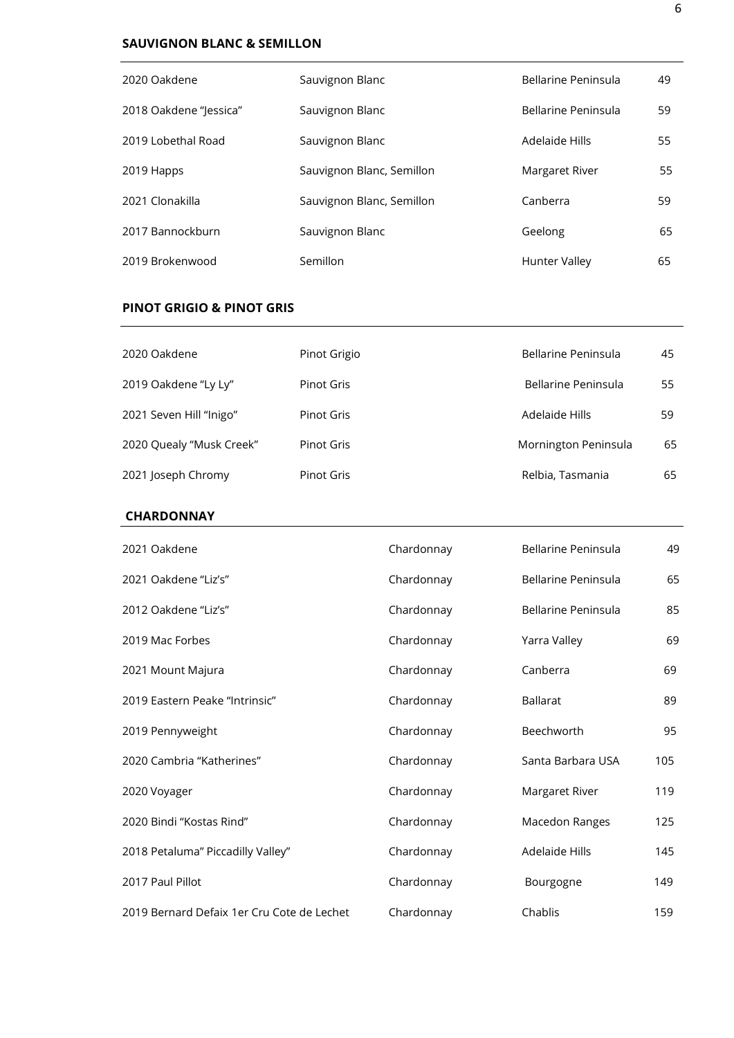## SAUVIGNON BLANC & SEMILLON

| | | | |
|---|---|---|---|
| 2020 Oakdene | Sauvignon Blanc | Bellarine Peninsula | 49 |
| 2018 Oakdene "Jessica" | Sauvignon Blanc | Bellarine Peninsula | 59 |
| 2019 Lobethal Road | Sauvignon Blanc | Adelaide Hills | 55 |
| 2019 Happs | Sauvignon Blanc, Semillon | Margaret River | 55 |
| 2021 Clonakilla | Sauvignon Blanc, Semillon | Canberra | 59 |
| 2017 Bannockburn | Sauvignon Blanc | Geelong | 65 |
| 2019 Brokenwood | Semillon | Hunter Valley | 65 |

## PINOT GRIGIO & PINOT GRIS

| | | | |
|---|---|---|---|
| 2020 Oakdene | Pinot Grigio | Bellarine Peninsula | 45 |
| 2019 Oakdene "Ly Ly" | Pinot Gris | Bellarine Peninsula | 55 |
| 2021 Seven Hill "Inigo" | Pinot Gris | Adelaide Hills | 59 |
| 2020 Quealy "Musk Creek" | Pinot Gris | Mornington Peninsula | 65 |
| 2021 Joseph Chromy | Pinot Gris | Relbia, Tasmania | 65 |

## CHARDONNAY

| | | | |
|---|---|---|---|
| 2021 Oakdene | Chardonnay | Bellarine Peninsula | 49 |
| 2021 Oakdene "Liz's" | Chardonnay | Bellarine Peninsula | 65 |
| 2012 Oakdene "Liz's" | Chardonnay | Bellarine Peninsula | 85 |
| 2019 Mac Forbes | Chardonnay | Yarra Valley | 69 |
| 2021 Mount Majura | Chardonnay | Canberra | 69 |
| 2019 Eastern Peake "Intrinsic" | Chardonnay | Ballarat | 89 |
| 2019 Pennyweight | Chardonnay | Beechworth | 95 |
| 2020 Cambria "Katherines" | Chardonnay | Santa Barbara USA | 105 |
| 2020 Voyager | Chardonnay | Margaret River | 119 |
| 2020 Bindi "Kostas Rind" | Chardonnay | Macedon Ranges | 125 |
| 2018 Petaluma" Piccadilly Valley" | Chardonnay | Adelaide Hills | 145 |
| 2017 Paul Pillot | Chardonnay | Bourgogne | 149 |
| 2019 Bernard Defaix 1er Cru Cote de Lechet | Chardonnay | Chablis | 159 |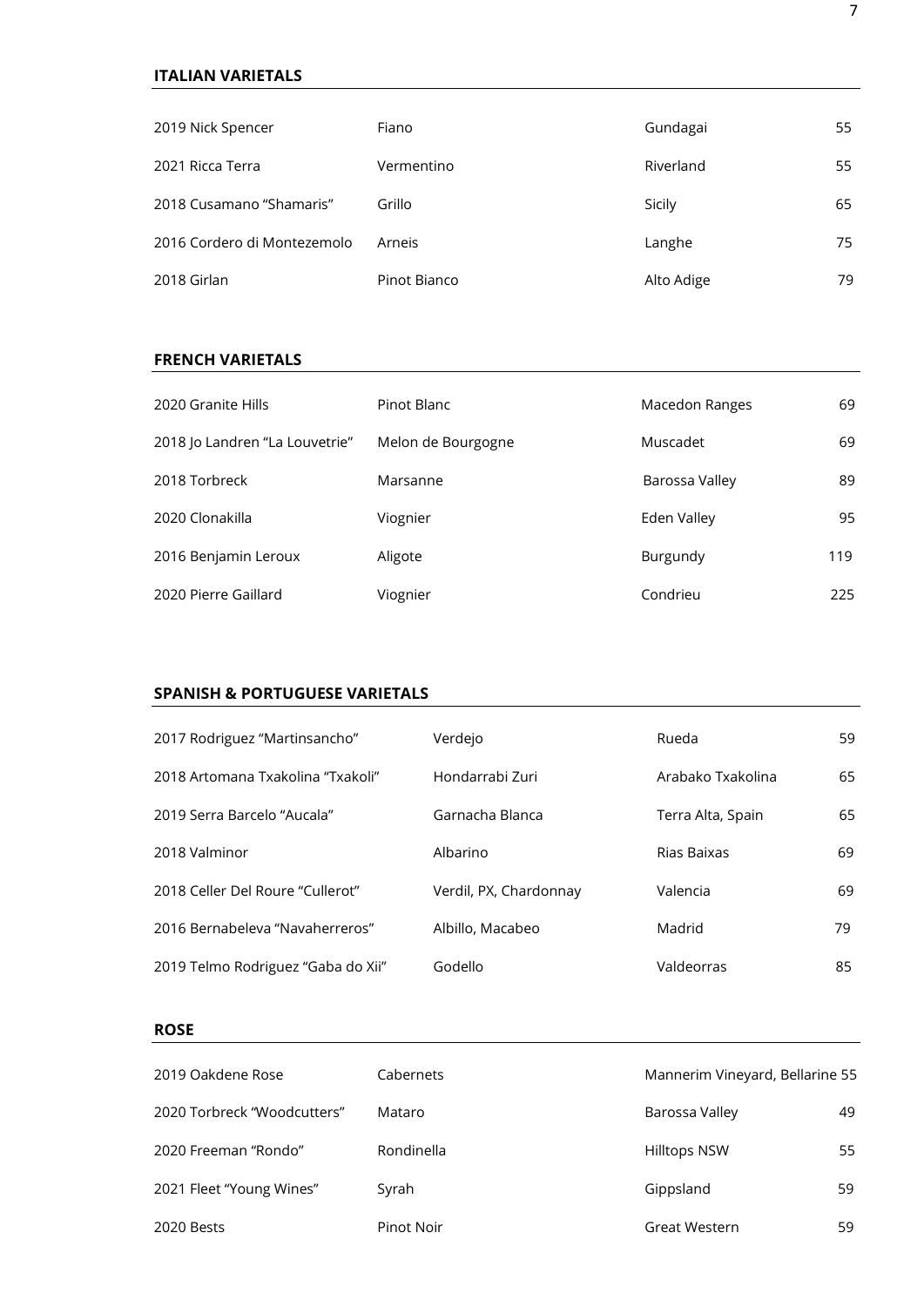## ITALIAN VARIETALS

| | | | |
|---|---|---|---|
| 2019 Nick Spencer | Fiano | Gundagai | 55 |
| 2021 Ricca Terra | Vermentino | Riverland | 55 |
| 2018 Cusamano "Shamaris" | Grillo | Sicily | 65 |
| 2016 Cordero di Montezemolo | Arneis | Langhe | 75 |
| 2018 Girlan | Pinot Bianco | Alto Adige | 79 |

## FRENCH VARIETALS

| | | | |
|---|---|---|---|
| 2020 Granite Hills | Pinot Blanc | Macedon Ranges | 69 |
| 2018 Jo Landren "La Louvetrie" | Melon de Bourgogne | Muscadet | 69 |
| 2018 Torbreck | Marsanne | Barossa Valley | 89 |
| 2020 Clonakilla | Viognier | Eden Valley | 95 |
| 2016 Benjamin Leroux | Aligote | Burgundy | 119 |
| 2020 Pierre Gaillard | Viognier | Condrieu | 225 |

## SPANISH & PORTUGUESE VARIETALS

| | | | |
|---|---|---|---|
| 2017 Rodriguez "Martinsancho" | Verdejo | Rueda | 59 |
| 2018 Artomana Txakolina "Txakoli" | Hondarrabi Zuri | Arabako Txakolina | 65 |
| 2019 Serra Barcelo "Aucala" | Garnacha Blanca | Terra Alta, Spain | 65 |
| 2018 Valminor | Albarino | Rias Baixas | 69 |
| 2018 Celler Del Roure "Cullerot" | Verdil, PX, Chardonnay | Valencia | 69 |
| 2016 Bernabeleva "Navaherreros" | Albillo, Macabeo | Madrid | 79 |
| 2019 Telmo Rodriguez "Gaba do Xii" | Godello | Valdeorras | 85 |

## ROSE

| | | | |
|---|---|---|---|
| 2019 Oakdene Rose | Cabernets | Mannerim Vineyard, Bellarine | 55 |
| 2020 Torbreck "Woodcutters" | Mataro | Barossa Valley | 49 |
| 2020 Freeman "Rondo" | Rondinella | Hilltops NSW | 55 |
| 2021 Fleet "Young Wines" | Syrah | Gippsland | 59 |
| 2020 Bests | Pinot Noir | Great Western | 59 |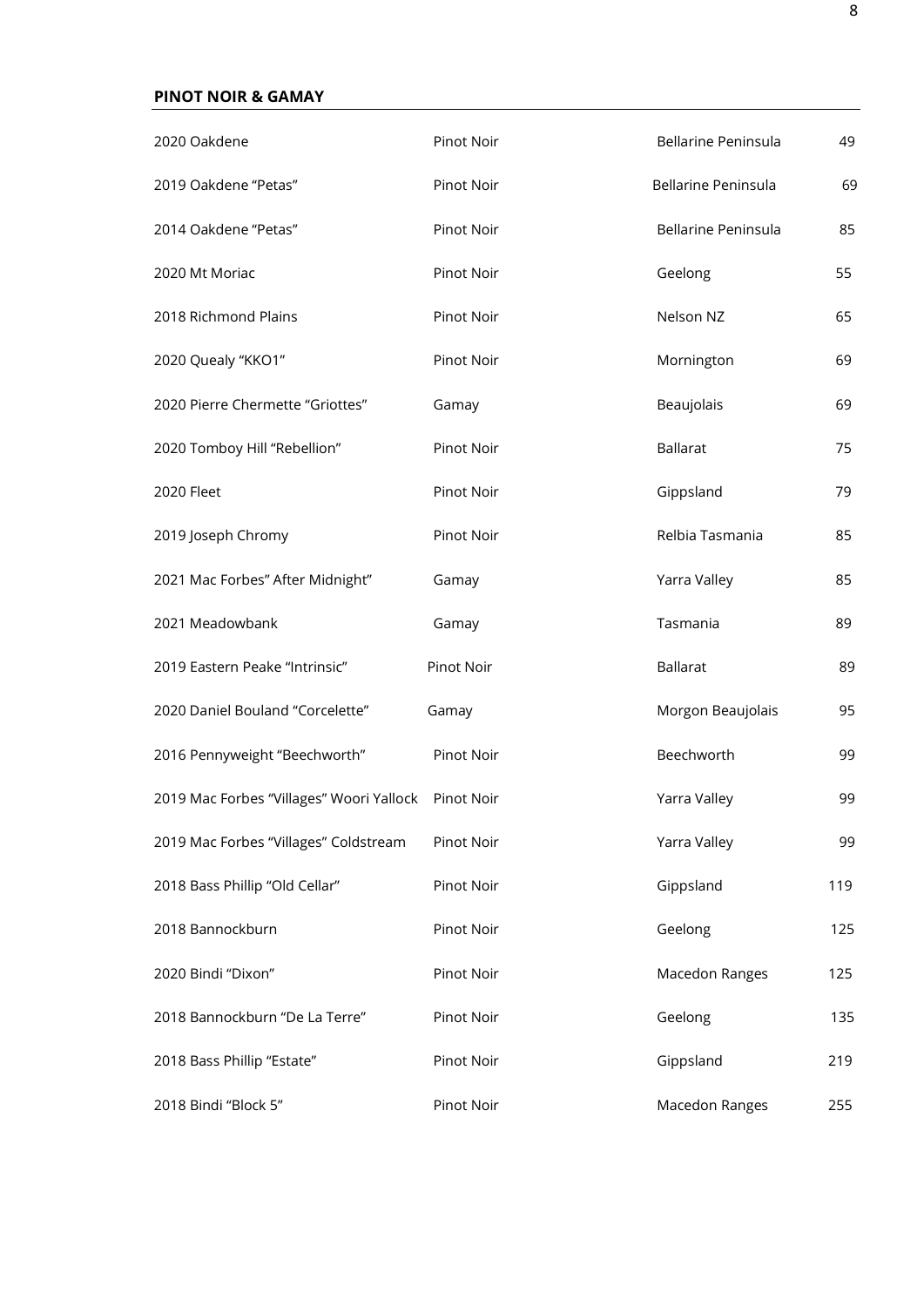## PINOT NOIR & GAMAY

| | | | |
|---|---|---|---|
| 2020 Oakdene | Pinot Noir | Bellarine Peninsula | 49 |
| 2019 Oakdene "Petas" | Pinot Noir | Bellarine Peninsula | 69 |
| 2014 Oakdene "Petas" | Pinot Noir | Bellarine Peninsula | 85 |
| 2020 Mt Moriac | Pinot Noir | Geelong | 55 |
| 2018 Richmond Plains | Pinot Noir | Nelson NZ | 65 |
| 2020 Quealy "KKO1" | Pinot Noir | Mornington | 69 |
| 2020 Pierre Chermette "Griottes" | Gamay | Beaujolais | 69 |
| 2020 Tomboy Hill "Rebellion" | Pinot Noir | Ballarat | 75 |
| 2020 Fleet | Pinot Noir | Gippsland | 79 |
| 2019 Joseph Chromy | Pinot Noir | Relbia Tasmania | 85 |
| 2021 Mac Forbes" After Midnight" | Gamay | Yarra Valley | 85 |
| 2021 Meadowbank | Gamay | Tasmania | 89 |
| 2019 Eastern Peake "Intrinsic" | Pinot Noir | Ballarat | 89 |
| 2020 Daniel Bouland "Corcelette" | Gamay | Morgon Beaujolais | 95 |
| 2016 Pennyweight "Beechworth" | Pinot Noir | Beechworth | 99 |
| 2019 Mac Forbes "Villages" Woori Yallock | Pinot Noir | Yarra Valley | 99 |
| 2019 Mac Forbes "Villages" Coldstream | Pinot Noir | Yarra Valley | 99 |
| 2018 Bass Phillip "Old Cellar" | Pinot Noir | Gippsland | 119 |
| 2018 Bannockburn | Pinot Noir | Geelong | 125 |
| 2020 Bindi "Dixon" | Pinot Noir | Macedon Ranges | 125 |
| 2018 Bannockburn "De La Terre" | Pinot Noir | Geelong | 135 |
| 2018 Bass Phillip "Estate" | Pinot Noir | Gippsland | 219 |
| 2018 Bindi "Block 5" | Pinot Noir | Macedon Ranges | 255 |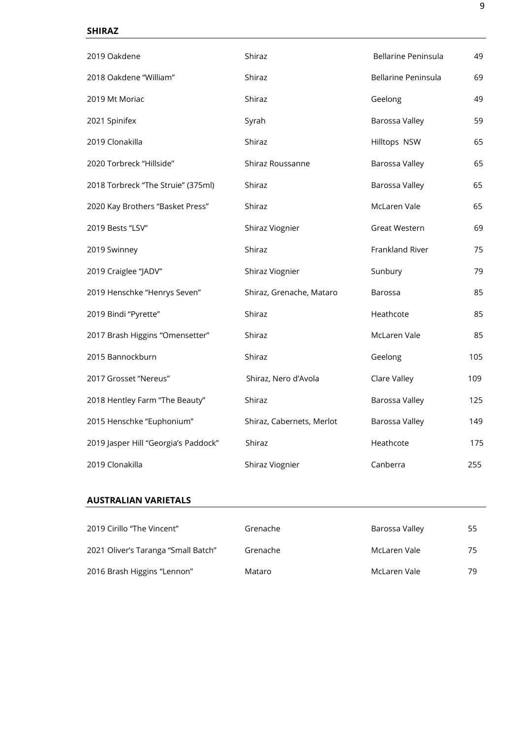## SHIRAZ

| | | | |
|---|---|---|---|
| 2019 Oakdene | Shiraz | Bellarine Peninsula | 49 |
| 2018 Oakdene "William" | Shiraz | Bellarine Peninsula | 69 |
| 2019 Mt Moriac | Shiraz | Geelong | 49 |
| 2021 Spinifex | Syrah | Barossa Valley | 59 |
| 2019 Clonakilla | Shiraz | Hilltops NSW | 65 |
| 2020 Torbreck "Hillside" | Shiraz Roussanne | Barossa Valley | 65 |
| 2018 Torbreck "The Struie" (375ml) | Shiraz | Barossa Valley | 65 |
| 2020 Kay Brothers "Basket Press" | Shiraz | McLaren Vale | 65 |
| 2019 Bests "LSV" | Shiraz Viognier | Great Western | 69 |
| 2019 Swinney | Shiraz | Frankland River | 75 |
| 2019 Craiglee "JADV" | Shiraz Viognier | Sunbury | 79 |
| 2019 Henschke "Henrys Seven" | Shiraz, Grenache, Mataro | Barossa | 85 |
| 2019 Bindi "Pyrette" | Shiraz | Heathcote | 85 |
| 2017 Brash Higgins "Omensetter" | Shiraz | McLaren Vale | 85 |
| 2015 Bannockburn | Shiraz | Geelong | 105 |
| 2017 Grosset "Nereus" | Shiraz, Nero d'Avola | Clare Valley | 109 |
| 2018 Hentley Farm "The Beauty" | Shiraz | Barossa Valley | 125 |
| 2015 Henschke "Euphonium" | Shiraz, Cabernets, Merlot | Barossa Valley | 149 |
| 2019 Jasper Hill "Georgia's Paddock" | Shiraz | Heathcote | 175 |
| 2019 Clonakilla | Shiraz Viognier | Canberra | 255 |

## AUSTRALIAN VARIETALS

| | | | |
|---|---|---|---|
| 2019 Cirillo "The Vincent" | Grenache | Barossa Valley | 55 |
| 2021 Oliver's Taranga "Small Batch" | Grenache | McLaren Vale | 75 |
| 2016 Brash Higgins "Lennon" | Mataro | McLaren Vale | 79 |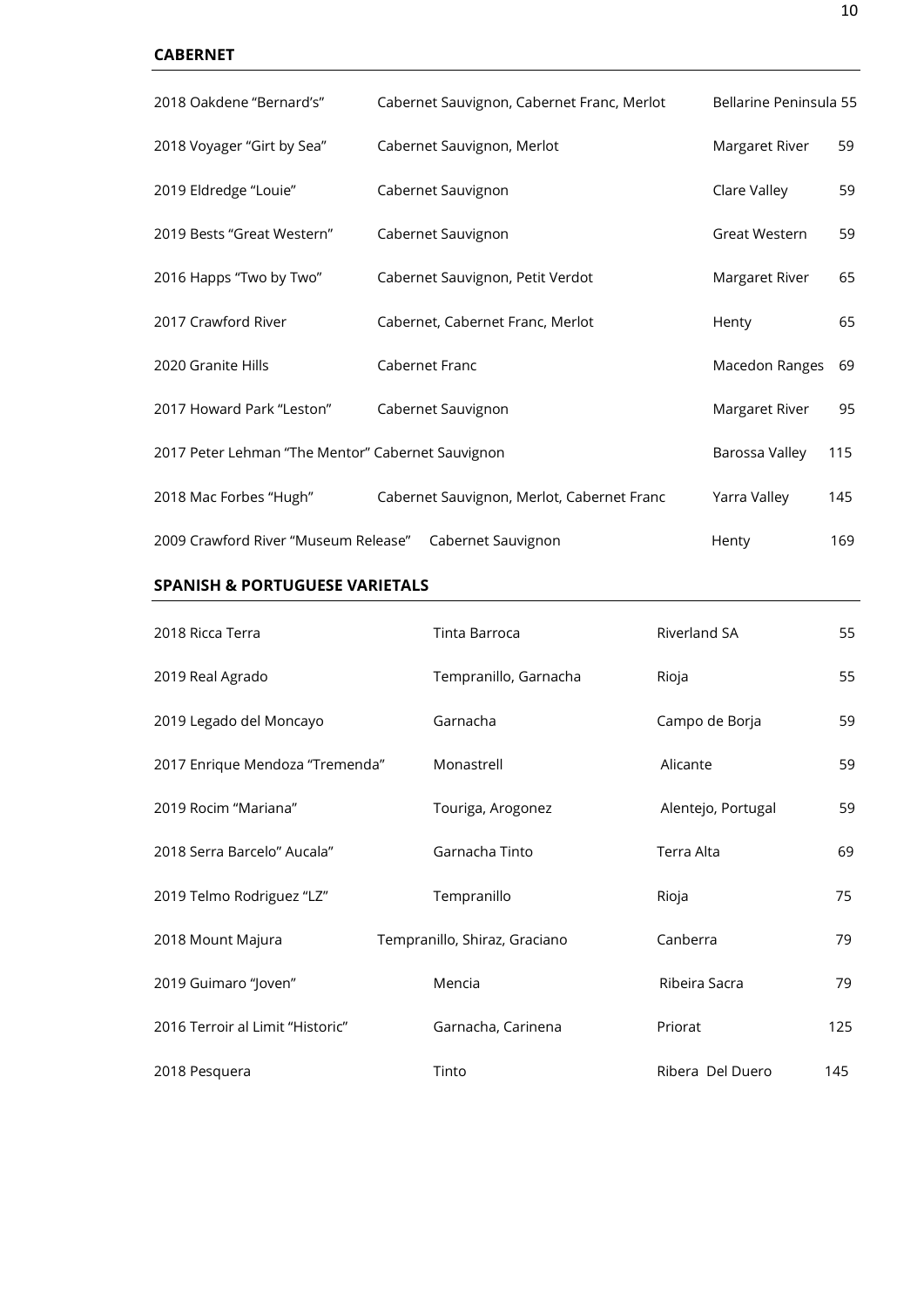**CABERNET**

| Wine | Varietal | Region | Price |
|---|---|---|---|
| 2018 Oakdene "Bernard's" | Cabernet Sauvignon, Cabernet Franc, Merlot | Bellarine Peninsula | 55 |
| 2018 Voyager "Girt by Sea" | Cabernet Sauvignon, Merlot | Margaret River | 59 |
| 2019 Eldredge "Louie" | Cabernet Sauvignon | Clare Valley | 59 |
| 2019 Bests "Great Western" | Cabernet Sauvignon | Great Western | 59 |
| 2016 Happs "Two by Two" | Cabernet Sauvignon, Petit Verdot | Margaret River | 65 |
| 2017 Crawford River | Cabernet, Cabernet Franc, Merlot | Henty | 65 |
| 2020 Granite Hills | Cabernet Franc | Macedon Ranges | 69 |
| 2017 Howard Park "Leston" | Cabernet Sauvignon | Margaret River | 95 |
| 2017 Peter Lehman "The Mentor" Cabernet Sauvignon | | Barossa Valley | 115 |
| 2018 Mac Forbes "Hugh" | Cabernet Sauvignon, Merlot, Cabernet Franc | Yarra Valley | 145 |
| 2009 Crawford River "Museum Release" | Cabernet Sauvignon | Henty | 169 |

**SPANISH & PORTUGUESE VARIETALS**

| Wine | Varietal | Region | Price |
|---|---|---|---|
| 2018 Ricca Terra | Tinta Barroca | Riverland SA | 55 |
| 2019 Real Agrado | Tempranillo, Garnacha | Rioja | 55 |
| 2019 Legado del Moncayo | Garnacha | Campo de Borja | 59 |
| 2017 Enrique Mendoza "Tremenda" | Monastrell | Alicante | 59 |
| 2019 Rocim "Mariana" | Touriga, Arogonez | Alentejo, Portugal | 59 |
| 2018 Serra Barcelo" Aucala" | Garnacha Tinto | Terra Alta | 69 |
| 2019 Telmo Rodriguez "LZ" | Tempranillo | Rioja | 75 |
| 2018 Mount Majura | Tempranillo, Shiraz, Graciano | Canberra | 79 |
| 2019 Guimaro "Joven" | Mencia | Ribeira Sacra | 79 |
| 2016 Terroir al Limit "Historic" | Garnacha, Carinena | Priorat | 125 |
| 2018 Pesquera | Tinto | Ribera Del Duero | 145 |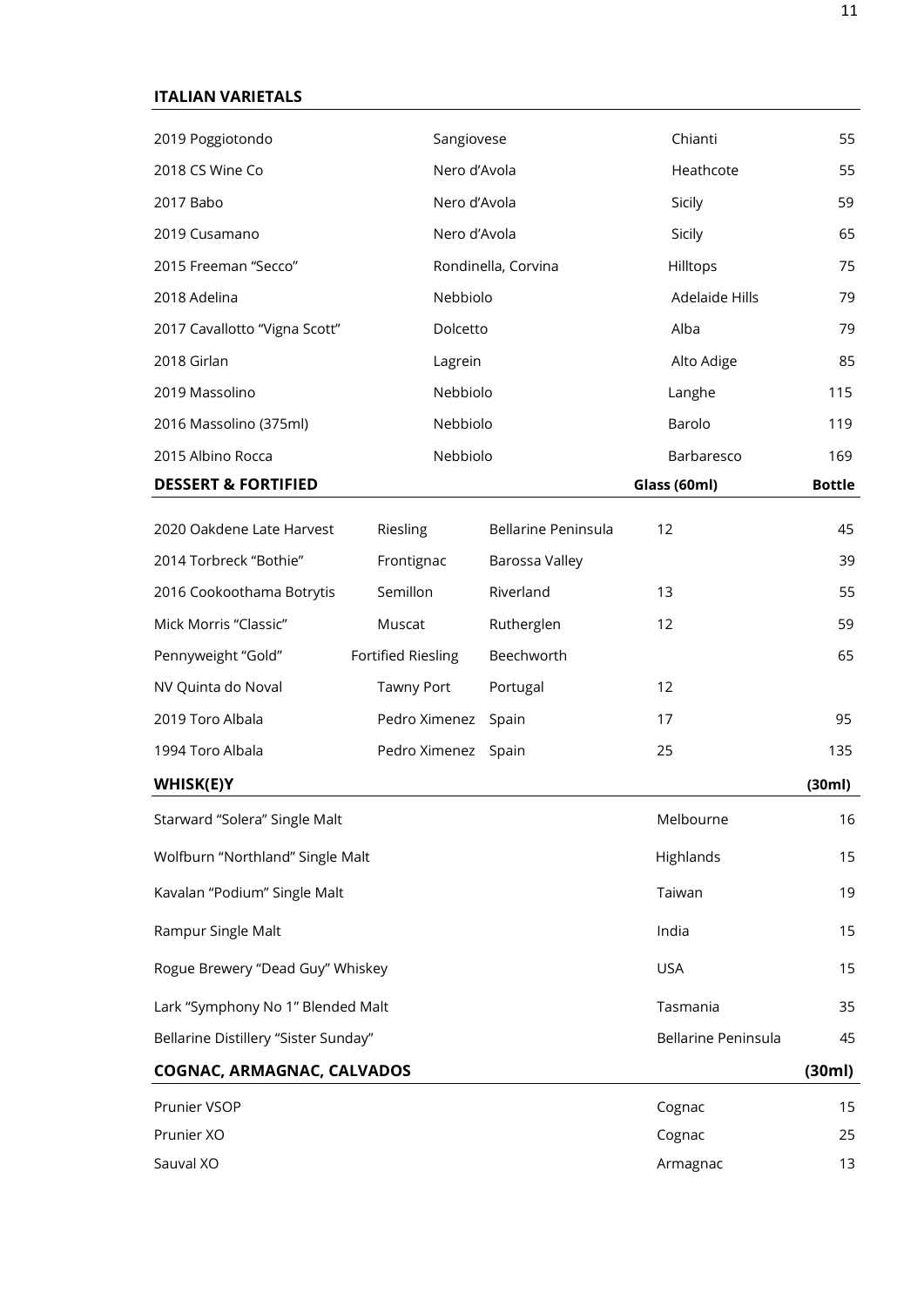## ITALIAN VARIETALS

| | | | |
|---|---|---|---|
| 2019 Poggiotondo | Sangiovese | Chianti | 55 |
| 2018 CS Wine Co | Nero d'Avola | Heathcote | 55 |
| 2017 Babo | Nero d'Avola | Sicily | 59 |
| 2019 Cusamano | Nero d'Avola | Sicily | 65 |
| 2015 Freeman "Secco" | Rondinella, Corvina | Hilltops | 75 |
| 2018 Adelina | Nebbiolo | Adelaide Hills | 79 |
| 2017 Cavallotto "Vigna Scott" | Dolcetto | Alba | 79 |
| 2018 Girlan | Lagrein | Alto Adige | 85 |
| 2019 Massolino | Nebbiolo | Langhe | 115 |
| 2016 Massolino (375ml) | Nebbiolo | Barolo | 119 |
| 2015 Albino Rocca | Nebbiolo | Barbaresco | 169 |

## DESSERT & FORTIFIED

| | | | Glass (60ml) | Bottle |
|---|---|---|---|---|
| 2020 Oakdene Late Harvest | Riesling | Bellarine Peninsula | 12 | 45 |
| 2014 Torbreck "Bothie" | Frontignac | Barossa Valley | | 39 |
| 2016 Cookoothama Botrytis | Semillon | Riverland | 13 | 55 |
| Mick Morris "Classic" | Muscat | Rutherglen | 12 | 59 |
| Pennyweight "Gold" | Fortified Riesling | Beechworth | | 65 |
| NV Quinta do Noval | Tawny Port | Portugal | 12 | |
| 2019 Toro Albala | Pedro Ximenez | Spain | 17 | 95 |
| 1994 Toro Albala | Pedro Ximenez | Spain | 25 | 135 |

## WHISK(E)Y

| | | (30ml) |
|---|---|---|
| Starward "Solera" Single Malt | Melbourne | 16 |
| Wolfburn "Northland" Single Malt | Highlands | 15 |
| Kavalan "Podium" Single Malt | Taiwan | 19 |
| Rampur Single Malt | India | 15 |
| Rogue Brewery "Dead Guy" Whiskey | USA | 15 |
| Lark "Symphony No 1" Blended Malt | Tasmania | 35 |
| Bellarine Distillery "Sister Sunday" | Bellarine Peninsula | 45 |

## COGNAC, ARMAGNAC, CALVADOS

| | | (30ml) |
|---|---|---|
| Prunier VSOP | Cognac | 15 |
| Prunier XO | Cognac | 25 |
| Sauval XO | Armagnac | 13 |